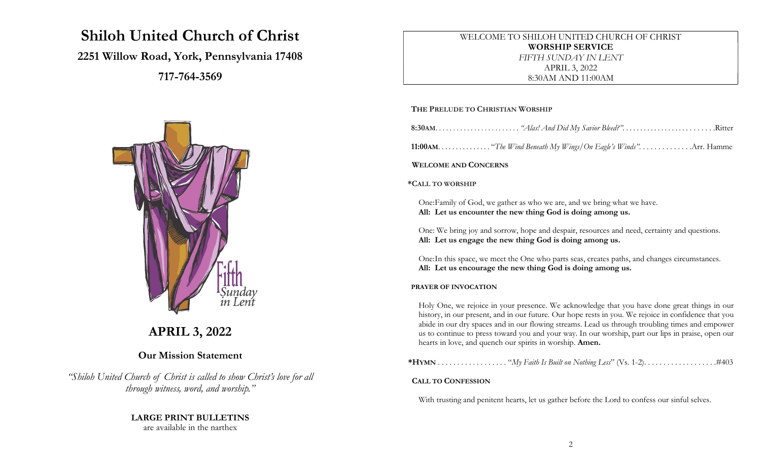# Shiloh United Church of Christ

## 2251 Willow Road, York, Pennsylvania 17408

## 717-764-3569

Fifth Sunday in Lent

## APRIL 3, 2022

### Our Mission Statement

*"Shiloh United Church of Christ is called to show Christ's love for all through witness, word, and worship."*

**LARGE PRINT BULLETINS**
are available in the narthex

WELCOME TO SHILOH UNITED CHURCH OF CHRIST
**WORSHIP SERVICE**
*FIFTH SUNDAY IN LENT*
APRIL 3, 2022
8:30AM AND 11:00AM

**THE PRELUDE TO CHRISTIAN WORSHIP**

**8:30AM**. . . . . . . . . . . . . . . . . . . . . . . *"Alas! And Did My Savior Bleed?"*. . . . . . . . . . . . . . . . . . . . . . . . .Ritter

**11:00AM**. . . . . . . . . . . . . . "*The Wind Beneath My Wings/On Eagle's Winds"*. . . . . . . . . . . . .Arr. Hamme

**WELCOME AND CONCERNS**

**\*CALL TO WORSHIP**

One:Family of God, we gather as who we are, and we bring what we have.
**All: Let us encounter the new thing God is doing among us.**

One: We bring joy and sorrow, hope and despair, resources and need, certainty and questions.
**All: Let us engage the new thing God is doing among us.**

One:In this space, we meet the One who parts seas, creates paths, and changes circumstances.
**All: Let us encourage the new thing God is doing among us.**

**PRAYER OF INVOCATION**

Holy One, we rejoice in your presence. We acknowledge that you have done great things in our history, in our present, and in our future. Our hope rests in you. We rejoice in confidence that you abide in our dry spaces and in our flowing streams. Lead us through troubling times and empower us to continue to press toward you and your way. In our worship, part our lips in praise, open our hearts in love, and quench our spirits in worship. **Amen.**

**\*HYMN** . . . . . . . . . . . . . . . . . . "*My Faith Is Built on Nothing Less*" (Vs. 1-2). . . . . . . . . . . . . . . . . . .#403

**CALL TO CONFESSION**

With trusting and penitent hearts, let us gather before the Lord to confess our sinful selves.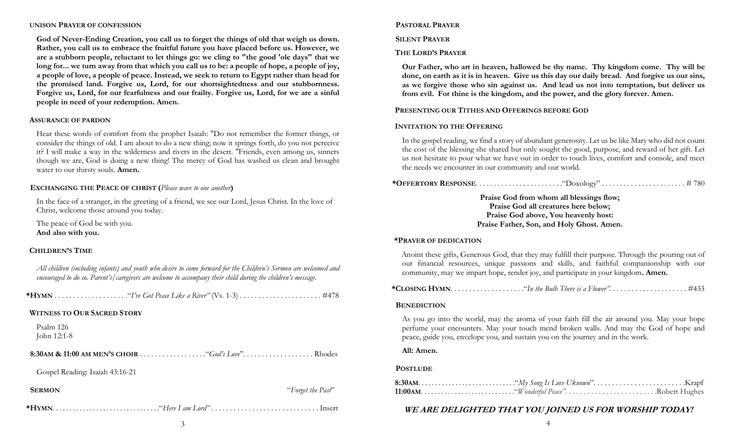### UNISON PRAYER OF CONFESSION

**God of Never-Ending Creation, you call us to forget the things of old that weigh us down. Rather, you call us to embrace the fruitful future you have placed before us. However, we are a stubborn people, reluctant to let things go: we cling to "the good 'ole days" that we long for... we turn away from that which you call us to be: a people of hope, a people of joy, a people of love, a people of peace. Instead, we seek to return to Egypt rather than head for the promised land. Forgive us, Lord, for our shortsightedness and our stubbornness. Forgive us, Lord, for our fearfulness and our frailty. Forgive us, Lord, for we are a sinful people in need of your redemption. Amen.**

### ASSURANCE OF PARDON

Hear these words of comfort from the prophet Isaiah: "Do not remember the former things, or consider the things of old. I am about to do a new thing; now it springs forth, do you not perceive it? I will make a way in the wilderness and rivers in the desert. "Friends, even among us, sinners though we are, God is doing a new thing! The mercy of God has washed us clean and brought water to our thirsty souls. **Amen.**

### EXCHANGING THE PEACE OF CHRIST (*Please wave to one another*)

In the face of a stranger, in the greeting of a friend, we see our Lord, Jesus Christ. In the love of Christ, welcome those around you today.

The peace of God be with you.
**And also with you.**

### CHILDREN'S TIME

*All children (including infants) and youth who desire to come forward for the Children's Sermon are welcomed and encouraged to do so. Parent's/caregivers are welcome to accompany their child during the children's message.*

**\*HYMN** . . . . . . . . . . . . . . . . . . . "*I've Got Peace Like a River"* (Vs. 1-3) . . . . . . . . . . . . . . . . . . . . . #478

### WITNESS TO OUR SACRED STORY

Psalm 126
John 12:1-8

**8:30AM & 11:00 AM MEN'S CHOIR** . . . . . . . . . . . . . . . . . "*God's Love*". . . . . . . . . . . . . . . . . . Rhodes

Gospel Reading: Isaiah 43:16-21

**SERMON** "*Forget the Past*"

**\*HYMN**. . . . . . . . . . . . . . . . . . . . . . . . . . . . . . "*Here I am Lord"* . . . . . . . . . . . . . . . . . . . . . . . . . . . . Insert

### PASTORAL PRAYER

### SILENT PRAYER

### THE LORD'S PRAYER

**Our Father, who art in heaven, hallowed be thy name. Thy kingdom come. Thy will be done, on earth as it is in heaven. Give us this day our daily bread. And forgive us our sins, as we forgive those who sin against us. And lead us not into temptation, but deliver us from evil. For thine is the kingdom, and the power, and the glory forever. Amen.**

### PRESENTING OUR TITHES AND OFFERINGS BEFORE GOD

### INVITATION TO THE OFFERING

In the gospel reading, we find a story of abundant generosity. Let us be like Mary who did not count the cost of the blessing she shared but only sought the good, purpose, and reward of her gift. Let us not hesitate to pour what we have out in order to touch lives, comfort and console, and meet the needs we encounter in our community and our world.

**\*OFFERTORY RESPONSE**. . . . . . . . . . . . . . . . . . . . . . . "Doxology" . . . . . . . . . . . . . . . . . . . . . . # 780

**Praise God from whom all blessings flow;**
**Praise God all creatures here below;**
**Praise God above, You heavenly host:**
**Praise Father, Son, and Holy Ghost. Amen.**

### \*PRAYER OF DEDICATION

Anoint these gifts, Generous God, that they may fulfill their purpose. Through the pouring out of our financial resources, unique passions and skills, and faithful companionship with our community, may we impart hope, render joy, and participate in your kingdom**. Amen.**

**\*CLOSING HYMN**. . . . . . . . . . . . . . . . . . . "*In the Bulb There is a Flower"*. . . . . . . . . . . . . . . . . . . . #433

### BENEDICTION

As you go into the world, may the aroma of your faith fill the air around you. May your hope perfume your encounters. May your touch mend broken walls. And may the God of hope and peace, guide you, envelope you, and sustain you on the journey and in the work.

**All: Amen.**

### POSTLUDE

**8:30AM**. . . . . . . . . . . . . . . . . . . . . . . . . . . "*My Song Is Love Uknown*". . . . . . . . . . . . . . . . . . . . . . . . Krapf
**11:00AM**. . . . . . . . . . . . . . . . . . . . . . . . . . "*Wonderful Peace"*. . . . . . . . . . . . . . . . . . . . . . . . Robert Hughes

***WE ARE DELIGHTED THAT YOU JOINED US FOR WORSHIP TODAY!***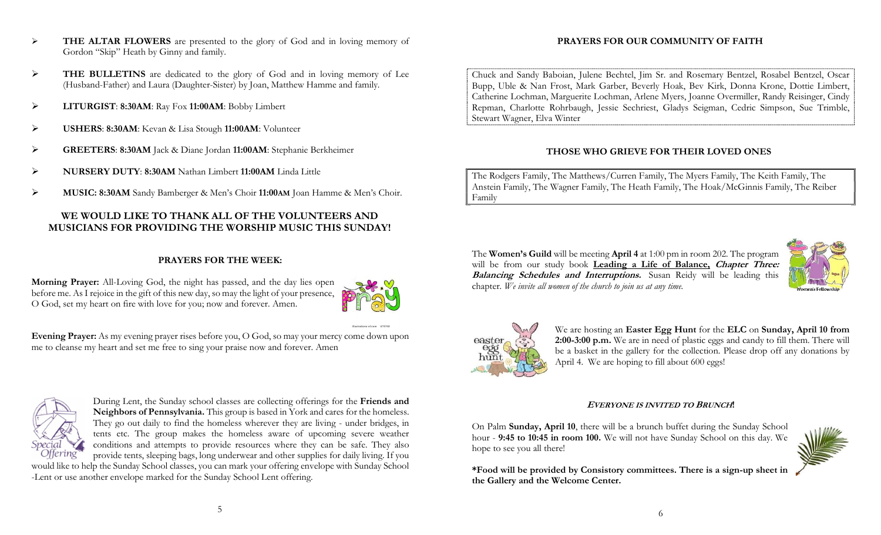- **THE ALTAR FLOWERS** are presented to the glory of God and in loving memory of Gordon "Skip" Heath by Ginny and family.
- **THE BULLETINS** are dedicated to the glory of God and in loving memory of Lee (Husband-Father) and Laura (Daughter-Sister) by Joan, Matthew Hamme and family.
- **LITURGIST**: **8:30AM**: Ray Fox **11:00AM**: Bobby Limbert
- **USHERS**: **8:30AM**: Kevan & Lisa Stough **11:00AM**: Volunteer
- **GREETERS**: **8:30AM** Jack & Diane Jordan **11:00AM**: Stephanie Berkheimer
- **NURSERY DUTY**: **8:30AM** Nathan Limbert **11:00AM** Linda Little
- **MUSIC: 8:30AM** Sandy Bamberger & Men's Choir **11:00AM** Joan Hamme & Men's Choir.

## WE WOULD LIKE TO THANK ALL OF THE VOLUNTEERS AND MUSICIANS FOR PROVIDING THE WORSHIP MUSIC THIS SUNDAY!

### PRAYERS FOR THE WEEK:

**Morning Prayer:** All-Loving God, the night has passed, and the day lies open before me. As I rejoice in the gift of this new day, so may the light of your presence, O God, set my heart on fire with love for you; now and forever. Amen.

**Evening Prayer:** As my evening prayer rises before you, O God, so may your mercy come down upon me to cleanse my heart and set me free to sing your praise now and forever. Amen

During Lent, the Sunday school classes are collecting offerings for the **Friends and Neighbors of Pennsylvania.** This group is based in York and cares for the homeless. They go out daily to find the homeless wherever they are living - under bridges, in tents etc. The group makes the homeless aware of upcoming severe weather conditions and attempts to provide resources where they can be safe. They also provide tents, sleeping bags, long underwear and other supplies for daily living. If you would like to help the Sunday School classes, you can mark your offering envelope with Sunday School -Lent or use another envelope marked for the Sunday School Lent offering.

### PRAYERS FOR OUR COMMUNITY OF FAITH

Chuck and Sandy Baboian, Julene Bechtel, Jim Sr. and Rosemary Bentzel, Rosabel Bentzel, Oscar Bupp, Uble & Nan Frost, Mark Garber, Beverly Hoak, Bev Kirk, Donna Krone, Dottie Limbert, Catherine Lochman, Marguerite Lochman, Arlene Myers, Joanne Overmiller, Randy Reisinger, Cindy Repman, Charlotte Rohrbaugh, Jessie Sechriest, Gladys Seigman, Cedric Simpson, Sue Trimble, Stewart Wagner, Elva Winter

### THOSE WHO GRIEVE FOR THEIR LOVED ONES

The Rodgers Family, The Matthews/Curren Family, The Myers Family, The Keith Family, The Anstein Family, The Wagner Family, The Heath Family, The Hoak/McGinnis Family, The Reiber Family

The **Women's Guild** will be meeting **April 4** at 1:00 pm in room 202. The program will be from our study book **Leading a Life of Balance, *Chapter Three: Balancing Schedules and Interruptions.*** Susan Reidy will be leading this chapter. *We invite all women of the church to join us at any time.*

We are hosting an **Easter Egg Hunt** for the **ELC** on **Sunday, April 10 from 2:00-3:00 p.m.** We are in need of plastic eggs and candy to fill them. There will be a basket in the gallery for the collection. Please drop off any donations by April 4. We are hoping to fill about 600 eggs!

### *EVERYONE IS INVITED TO BRUNCH!*

On Palm **Sunday, April 10**, there will be a brunch buffet during the Sunday School hour - **9:45 to 10:45 in room 100.** We will not have Sunday School on this day. We hope to see you all there!

**\*Food will be provided by Consistory committees. There is a sign-up sheet in the Gallery and the Welcome Center.**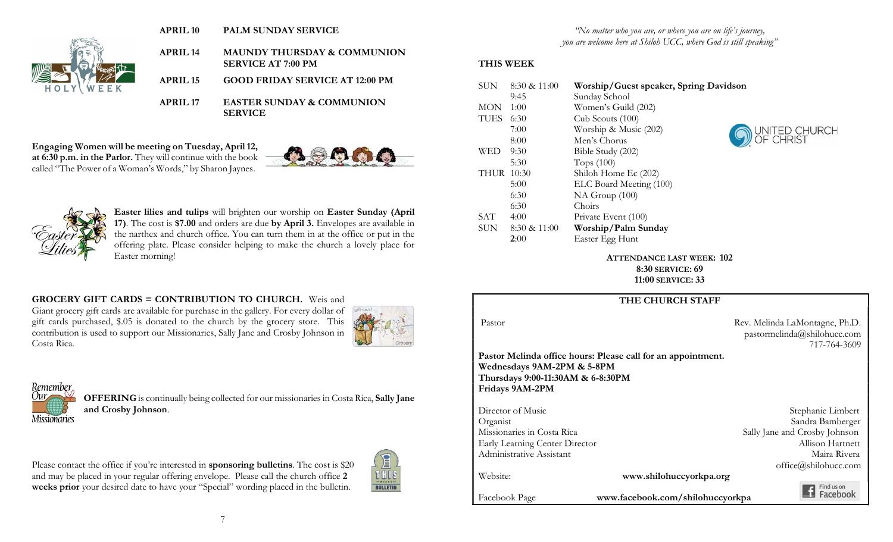| | |
|---|---|
| **APRIL 10** | **PALM SUNDAY SERVICE** |
| **APRIL 14** | **MAUNDY THURSDAY & COMMUNION SERVICE AT 7:00 PM** |
| **APRIL 15** | **GOOD FRIDAY SERVICE AT 12:00 PM** |
| **APRIL 17** | **EASTER SUNDAY & COMMUNION SERVICE** |

**Engaging Women will be meeting on Tuesday, April 12, at 6:30 p.m. in the Parlor.** They will continue with the book called "The Power of a Woman's Words," by Sharon Jaynes.

**Easter lilies and tulips** will brighten our worship on **Easter Sunday (April 17)**. The cost is **$7.00** and orders are due **by April 3.** Envelopes are available in the narthex and church office. You can turn them in at the office or put in the offering plate. Please consider helping to make the church a lovely place for Easter morning!

**GROCERY GIFT CARDS = CONTRIBUTION TO CHURCH.** Weis and Giant grocery gift cards are available for purchase in the gallery. For every dollar of gift cards purchased, $.05 is donated to the church by the grocery store. This contribution is used to support our Missionaries, Sally Jane and Crosby Johnson in Costa Rica.

**OFFERING** is continually being collected for our missionaries in Costa Rica, **Sally Jane and Crosby Johnson**.

Please contact the office if you're interested in **sponsoring bulletins**. The cost is $20 and may be placed in your regular offering envelope. Please call the church office **2 weeks prior** your desired date to have your "Special" wording placed in the bulletin.

*"No matter who you are, or where you are on life's journey, you are welcome here at Shiloh UCC, where God is still speaking"*

## THIS WEEK

| | | |
|---|---|---|
| SUN | 8:30 & 11:00 | **Worship/Guest speaker, Spring Davidson** |
| | 9:45 | Sunday School |
| MON | 1:00 | Women's Guild (202) |
| TUES | 6:30 | Cub Scouts (100) |
| | 7:00 | Worship & Music (202) |
| | 8:00 | Men's Chorus |
| WED | 9:30 | Bible Study (202) |
| | 5:30 | Tops (100) |
| THUR | 10:30 | Shiloh Home Ec (202) |
| | 5:00 | ELC Board Meeting (100) |
| | 6:30 | NA Group (100) |
| | 6:30 | Choirs |
| SAT | 4:00 | Private Event (100) |
| SUN | 8:30 & 11:00 | **Worship/Palm Sunday** |
| | **2**:00 | Easter Egg Hunt |

UNITED CHURCH OF CHRIST

**ATTENDANCE LAST WEEK: 102**
**8:30 SERVICE: 69**
**11:00 SERVICE: 33**

## THE CHURCH STAFF

Pastor — Rev. Melinda LaMontagne, Ph.D.
pastormelinda@shilohucc.com
717-764-3609

**Pastor Melinda office hours: Please call for an appointment.**
**Wednesdays 9AM-2PM & 5-8PM**
**Thursdays 9:00-11:30AM & 6-8:30PM**
**Fridays 9AM-2PM**

| | |
|---|---|
| Director of Music | Stephanie Limbert |
| Organist | Sandra Bamberger |
| Missionaries in Costa Rica | Sally Jane and Crosby Johnson |
| Early Learning Center Director | Allison Hartnett |
| Administrative Assistant | Maira Rivera |
| | office@shilohucc.com |

Website: **www.shilohuccyorkpa.org**

Facebook Page **www.facebook.com/shilohuccyorkpa**

Find us on Facebook